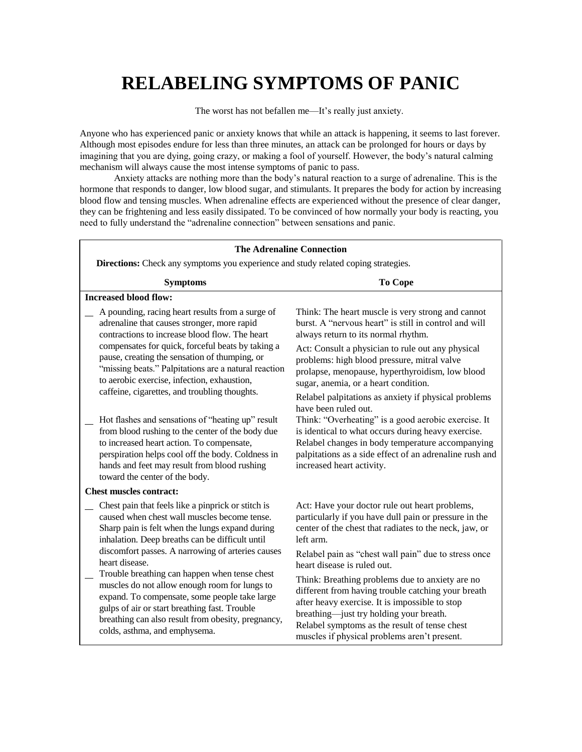# RELABELING SYMPTOMS OF PANIC

The worst has not befallen me—It's really just anxiety.

Anyone who has experienced panic or anxiety knows that while an attack is happening, it seems to last forever. Although most episodes endure for less than three minutes, an attack can be prolonged for hours or days by imagining that you are dying, going crazy, or making a fool of yourself. However, the body's natural calming mechanism will always cause the most intense symptoms of panic to pass.

Anxiety attacks are nothing more than the body's natural reaction to a surge of adrenaline. This is the hormone that responds to danger, low blood sugar, and stimulants. It prepares the body for action by increasing blood flow and tensing muscles. When adrenaline effects are experienced without the presence of clear danger, they can be frightening and less easily dissipated. To be convinced of how normally your body is reacting, you need to fully understand the "adrenaline connection" between sensations and panic.

**The Adrenaline Connection**

**Directions:** Check any symptoms you experience and study related coping strategies.

| Symptoms | To Cope |
|---|---|
| **Increased blood flow:** | |
| __ A pounding, racing heart results from a surge of adrenaline that causes stronger, more rapid contractions to increase blood flow. The heart compensates for quick, forceful beats by taking a pause, creating the sensation of thumping, or "missing beats." Palpitations are a natural reaction to aerobic exercise, infection, exhaustion, caffeine, cigarettes, and troubling thoughts. | Think: The heart muscle is very strong and cannot burst. A "nervous heart" is still in control and will always return to its normal rhythm.<br><br>Act: Consult a physician to rule out any physical problems: high blood pressure, mitral valve prolapse, menopause, hyperthyroidism, low blood sugar, anemia, or a heart condition.<br><br>Relabel palpitations as anxiety if physical problems have been ruled out. |
| __ Hot flashes and sensations of "heating up" result from blood rushing to the center of the body due to increased heart action. To compensate, perspiration helps cool off the body. Coldness in hands and feet may result from blood rushing toward the center of the body. | Think: "Overheating" is a good aerobic exercise. It is identical to what occurs during heavy exercise. Relabel changes in body temperature accompanying palpitations as a side effect of an adrenaline rush and increased heart activity. |
| **Chest muscles contract:** | |
| __ Chest pain that feels like a pinprick or stitch is caused when chest wall muscles become tense. Sharp pain is felt when the lungs expand during inhalation. Deep breaths can be difficult until discomfort passes. A narrowing of arteries causes heart disease. | Act: Have your doctor rule out heart problems, particularly if you have dull pain or pressure in the center of the chest that radiates to the neck, jaw, or left arm.<br><br>Relabel pain as "chest wall pain" due to stress once heart disease is ruled out. |
| __ Trouble breathing can happen when tense chest muscles do not allow enough room for lungs to expand. To compensate, some people take large gulps of air or start breathing fast. Trouble breathing can also result from obesity, pregnancy, colds, asthma, and emphysema. | Think: Breathing problems due to anxiety are no different from having trouble catching your breath after heavy exercise. It is impossible to stop breathing—just try holding your breath.<br>Relabel symptoms as the result of tense chest muscles if physical problems aren't present. |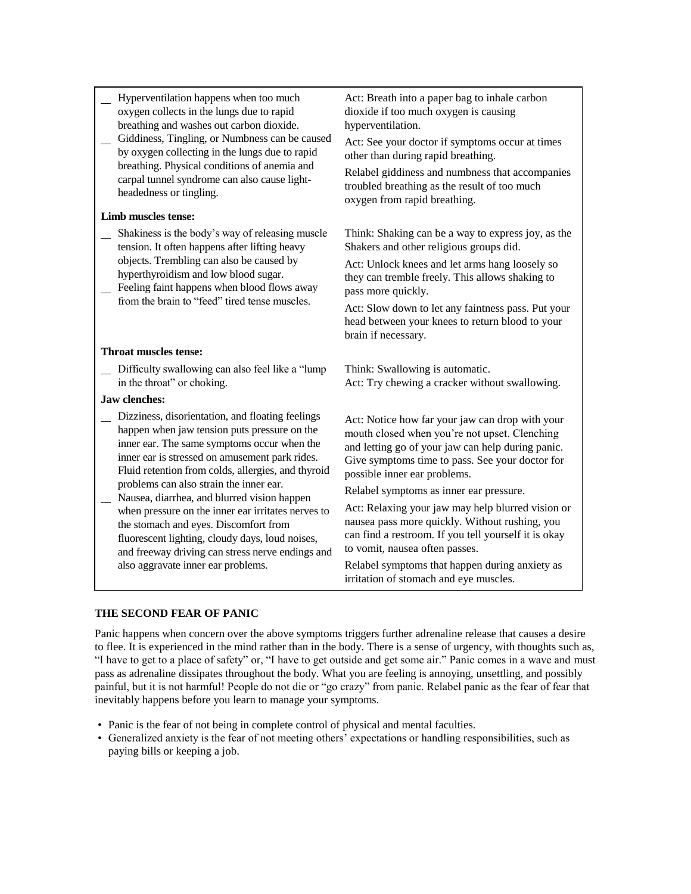| | |
|---|---|
| __ Hyperventilation happens when too much oxygen collects in the lungs due to rapid breathing and washes out carbon dioxide.<br>__ Giddiness, Tingling, or Numbness can be caused by oxygen collecting in the lungs due to rapid breathing. Physical conditions of anemia and carpal tunnel syndrome can also cause light-headedness or tingling. | Act: Breath into a paper bag to inhale carbon dioxide if too much oxygen is causing hyperventilation.<br>Act: See your doctor if symptoms occur at times other than during rapid breathing.<br>Relabel giddiness and numbness that accompanies troubled breathing as the result of too much oxygen from rapid breathing. |
| **Limb muscles tense:** | |
| __ Shakiness is the body's way of releasing muscle tension. It often happens after lifting heavy objects. Trembling can also be caused by hyperthyroidism and low blood sugar.<br>__ Feeling faint happens when blood flows away from the brain to "feed" tired tense muscles. | Think: Shaking can be a way to express joy, as the Shakers and other religious groups did.<br>Act: Unlock knees and let arms hang loosely so they can tremble freely. This allows shaking to pass more quickly.<br>Act: Slow down to let any faintness pass. Put your head between your knees to return blood to your brain if necessary. |
| **Throat muscles tense:** | |
| __ Difficulty swallowing can also feel like a "lump in the throat" or choking. | Think: Swallowing is automatic.<br>Act: Try chewing a cracker without swallowing. |
| **Jaw clenches:** | |
| __ Dizziness, disorientation, and floating feelings happen when jaw tension puts pressure on the inner ear. The same symptoms occur when the inner ear is stressed on amusement park rides. Fluid retention from colds, allergies, and thyroid problems can also strain the inner ear.<br>__ Nausea, diarrhea, and blurred vision happen when pressure on the inner ear irritates nerves to the stomach and eyes. Discomfort from fluorescent lighting, cloudy days, loud noises, and freeway driving can stress nerve endings and also aggravate inner ear problems. | Act: Notice how far your jaw can drop with your mouth closed when you're not upset. Clenching and letting go of your jaw can help during panic. Give symptoms time to pass. See your doctor for possible inner ear problems.<br>Relabel symptoms as inner ear pressure.<br>Act: Relaxing your jaw may help blurred vision or nausea pass more quickly. Without rushing, you can find a restroom. If you tell yourself it is okay to vomit, nausea often passes.<br>Relabel symptoms that happen during anxiety as irritation of stomach and eye muscles. |

## THE SECOND FEAR OF PANIC

Panic happens when concern over the above symptoms triggers further adrenaline release that causes a desire to flee. It is experienced in the mind rather than in the body. There is a sense of urgency, with thoughts such as, "I have to get to a place of safety" or, "I have to get outside and get some air." Panic comes in a wave and must pass as adrenaline dissipates throughout the body. What you are feeling is annoying, unsettling, and possibly painful, but it is not harmful! People do not die or "go crazy" from panic. Relabel panic as the fear of fear that inevitably happens before you learn to manage your symptoms.

- Panic is the fear of not being in complete control of physical and mental faculties.
- Generalized anxiety is the fear of not meeting others' expectations or handling responsibilities, such as paying bills or keeping a job.